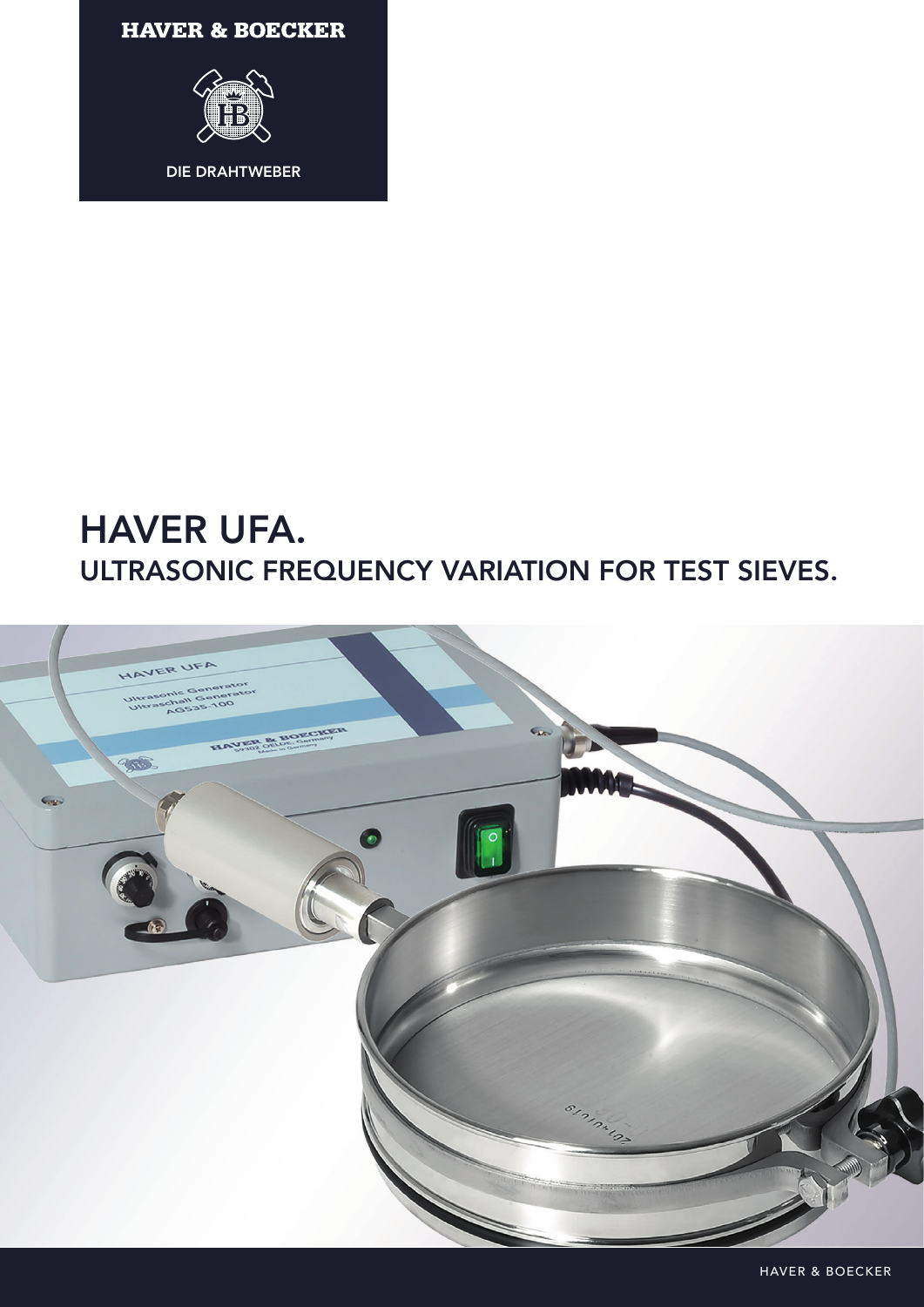HAVER & BOECKER

DIE DRAHTWEBER

# HAVER UFA.
## ULTRASONIC FREQUENCY VARIATION FOR TEST SIEVES.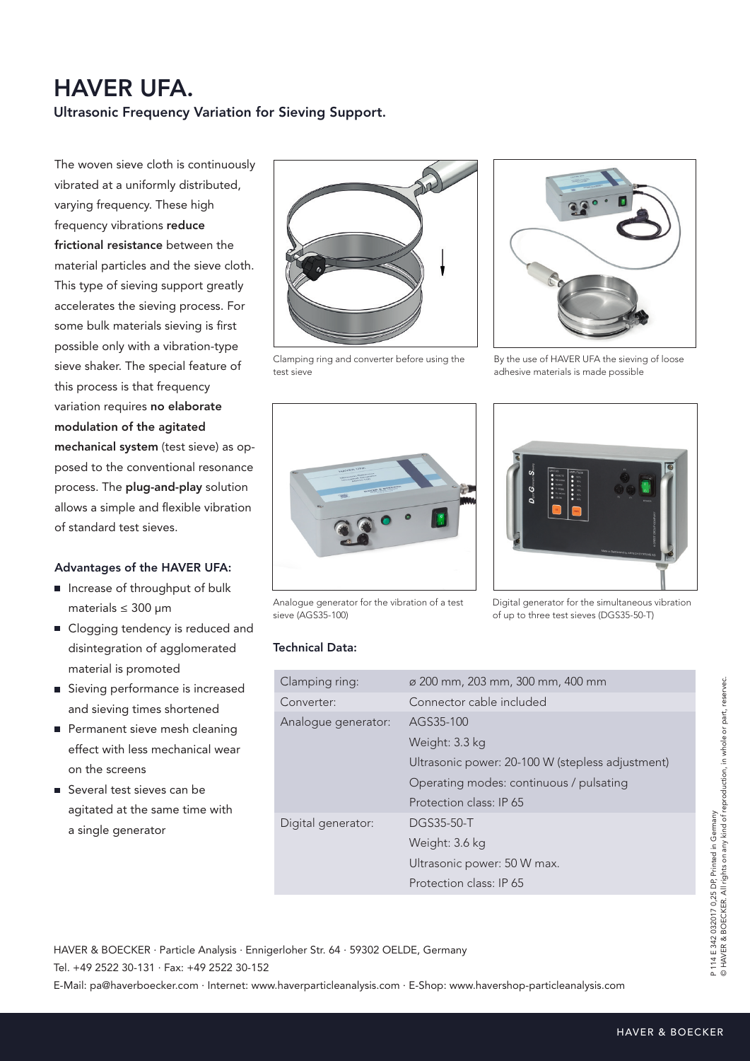# HAVER UFA.

## Ultrasonic Frequency Variation for Sieving Support.

The woven sieve cloth is continuously vibrated at a uniformly distributed, varying frequency. These high frequency vibrations **reduce frictional resistance** between the material particles and the sieve cloth. This type of sieving support greatly accelerates the sieving process. For some bulk materials sieving is first possible only with a vibration-type sieve shaker. The special feature of this process is that frequency variation requires **no elaborate modulation of the agitated mechanical system** (test sieve) as opposed to the conventional resonance process. The **plug-and-play** solution allows a simple and flexible vibration of standard test sieves.

### Advantages of the HAVER UFA:

- Increase of throughput of bulk materials ≤ 300 µm
- Clogging tendency is reduced and disintegration of agglomerated material is promoted
- Sieving performance is increased and sieving times shortened
- Permanent sieve mesh cleaning effect with less mechanical wear on the screens
- Several test sieves can be agitated at the same time with a single generator

Clamping ring and converter before using the test sieve

By the use of HAVER UFA the sieving of loose adhesive materials is made possible

Analogue generator for the vibration of a test sieve (AGS35-100)

Digital generator for the simultaneous vibration of up to three test sieves (DGS35-50-T)

### Technical Data:

| | |
|---|---|
| Clamping ring: | ø 200 mm, 203 mm, 300 mm, 400 mm |
| Converter: | Connector cable included |
| Analogue generator: | AGS35-100<br>Weight: 3.3 kg<br>Ultrasonic power: 20-100 W (stepless adjustment)<br>Operating modes: continuous / pulsating<br>Protection class: IP 65 |
| Digital generator: | DGS35-50-T<br>Weight: 3.6 kg<br>Ultrasonic power: 50 W max.<br>Protection class: IP 65 |

HAVER & BOECKER · Particle Analysis · Ennigerloher Str. 64 · 59302 OELDE, Germany
Tel. +49 2522 30-131 · Fax: +49 2522 30-152
E-Mail: pa@haverboecker.com · Internet: www.haverparticleanalysis.com · E-Shop: www.havershop-particleanalysis.com

P 114 E 342 032017 0,25 DP. Printed in Germany
© HAVER & BOECKER. All rights on any kind of reproduction, in whole or part, reservec.

HAVER & BOECKER